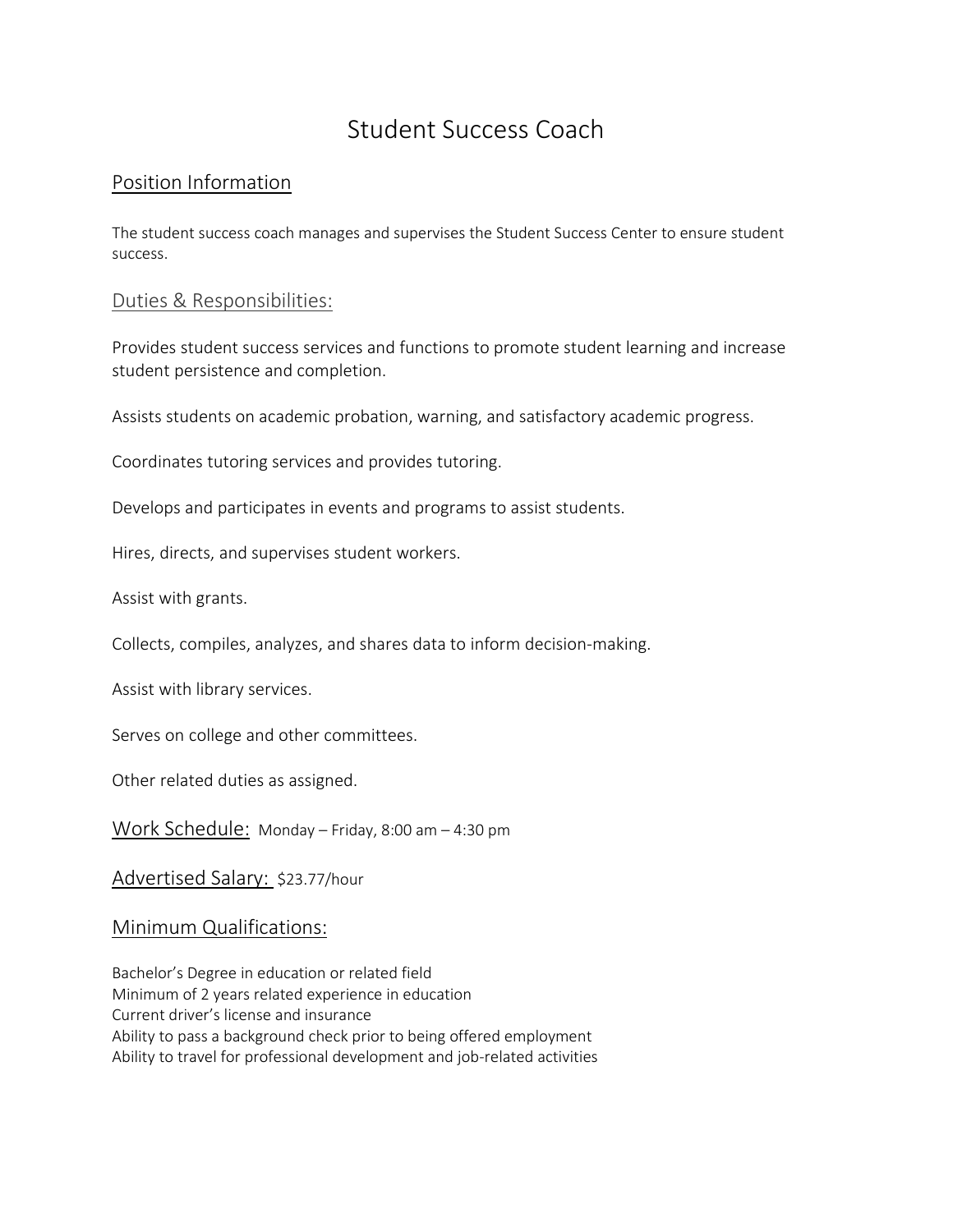# Student Success Coach

## Position Information

The student success coach manages and supervises the Student Success Center to ensure student success.

### Duties & Responsibilities:

Provides student success services and functions to promote student learning and increase student persistence and completion.

Assists students on academic probation, warning, and satisfactory academic progress.

Coordinates tutoring services and provides tutoring.

Develops and participates in events and programs to assist students.

Hires, directs, and supervises student workers.

Assist with grants.

Collects, compiles, analyzes, and shares data to inform decision-making.

Assist with library services.

Serves on college and other committees.

Other related duties as assigned.

## Work Schedule:

Monday – Friday, 8:00 am – 4:30 pm

## Advertised Salary:

$23.77/hour

## Minimum Qualifications:

Bachelor's Degree in education or related field
Minimum of 2 years related experience in education
Current driver's license and insurance
Ability to pass a background check prior to being offered employment
Ability to travel for professional development and job-related activities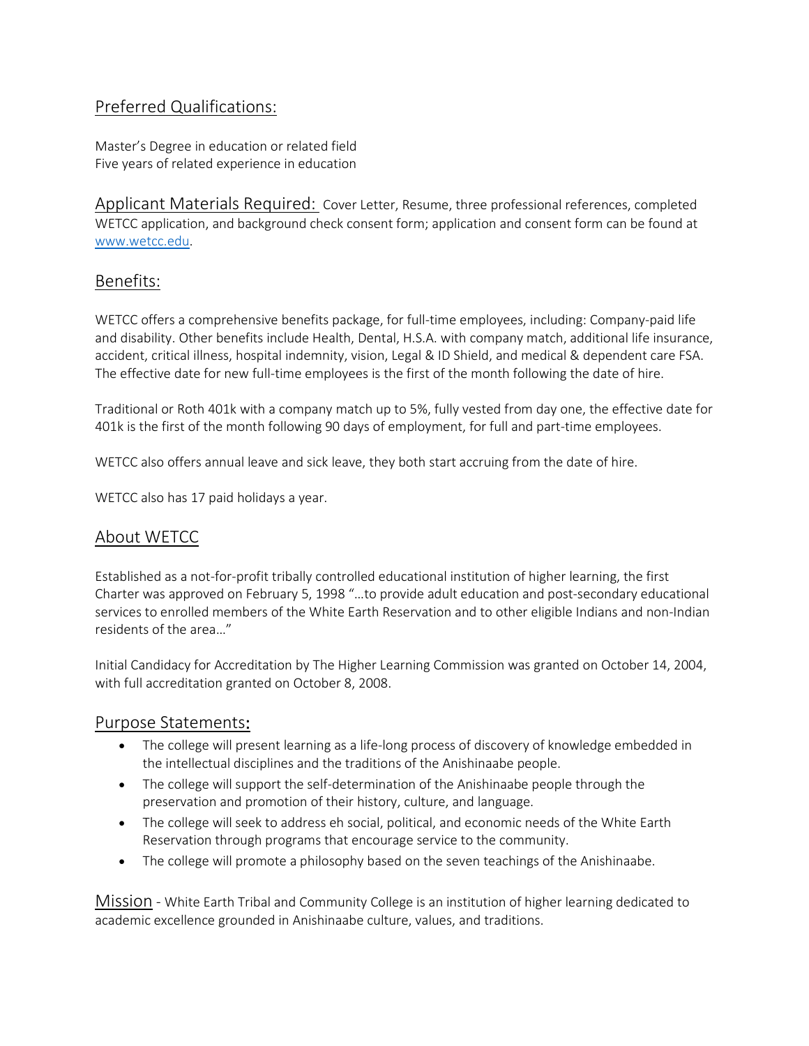## Preferred Qualifications:

Master's Degree in education or related field
Five years of related experience in education

## Applicant Materials Required:

Cover Letter, Resume, three professional references, completed WETCC application, and background check consent form; application and consent form can be found at [www.wetcc.edu](http://www.wetcc.edu).

## Benefits:

WETCC offers a comprehensive benefits package, for full-time employees, including: Company-paid life and disability. Other benefits include Health, Dental, H.S.A. with company match, additional life insurance, accident, critical illness, hospital indemnity, vision, Legal & ID Shield, and medical & dependent care FSA. The effective date for new full-time employees is the first of the month following the date of hire.

Traditional or Roth 401k with a company match up to 5%, fully vested from day one, the effective date for 401k is the first of the month following 90 days of employment, for full and part-time employees.

WETCC also offers annual leave and sick leave, they both start accruing from the date of hire.

WETCC also has 17 paid holidays a year.

## About WETCC

Established as a not-for-profit tribally controlled educational institution of higher learning, the first Charter was approved on February 5, 1998 "…to provide adult education and post-secondary educational services to enrolled members of the White Earth Reservation and to other eligible Indians and non-Indian residents of the area…"

Initial Candidacy for Accreditation by The Higher Learning Commission was granted on October 14, 2004, with full accreditation granted on October 8, 2008.

## Purpose Statements:

- The college will present learning as a life-long process of discovery of knowledge embedded in the intellectual disciplines and the traditions of the Anishinaabe people.
- The college will support the self-determination of the Anishinaabe people through the preservation and promotion of their history, culture, and language.
- The college will seek to address eh social, political, and economic needs of the White Earth Reservation through programs that encourage service to the community.
- The college will promote a philosophy based on the seven teachings of the Anishinaabe.

## Mission

White Earth Tribal and Community College is an institution of higher learning dedicated to academic excellence grounded in Anishinaabe culture, values, and traditions.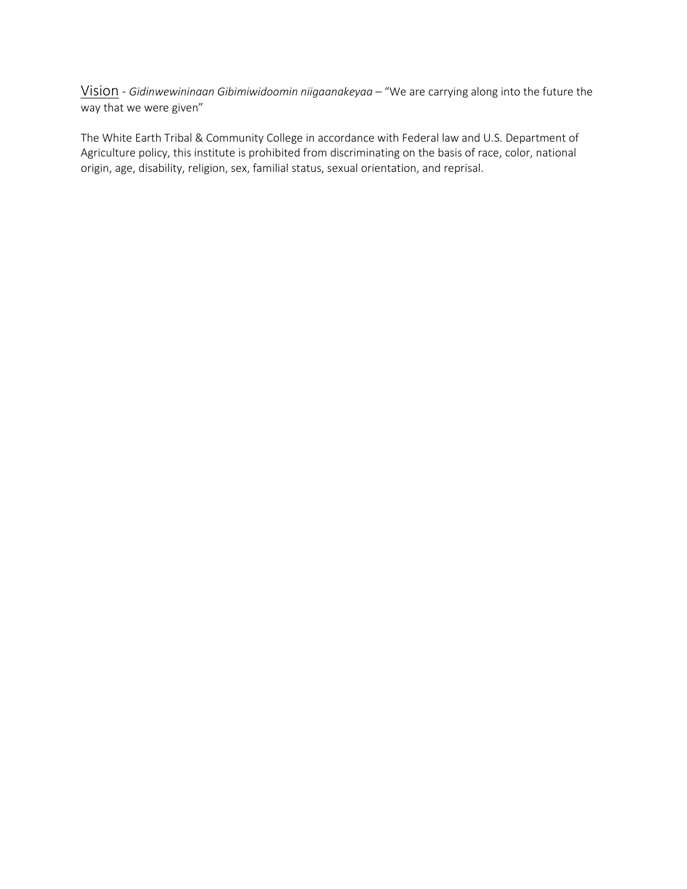Vision - *Gidinwewininaan Gibimiwidoomin niigaanakeyaa* – "We are carrying along into the future the way that we were given"

The White Earth Tribal & Community College in accordance with Federal law and U.S. Department of Agriculture policy, this institute is prohibited from discriminating on the basis of race, color, national origin, age, disability, religion, sex, familial status, sexual orientation, and reprisal.